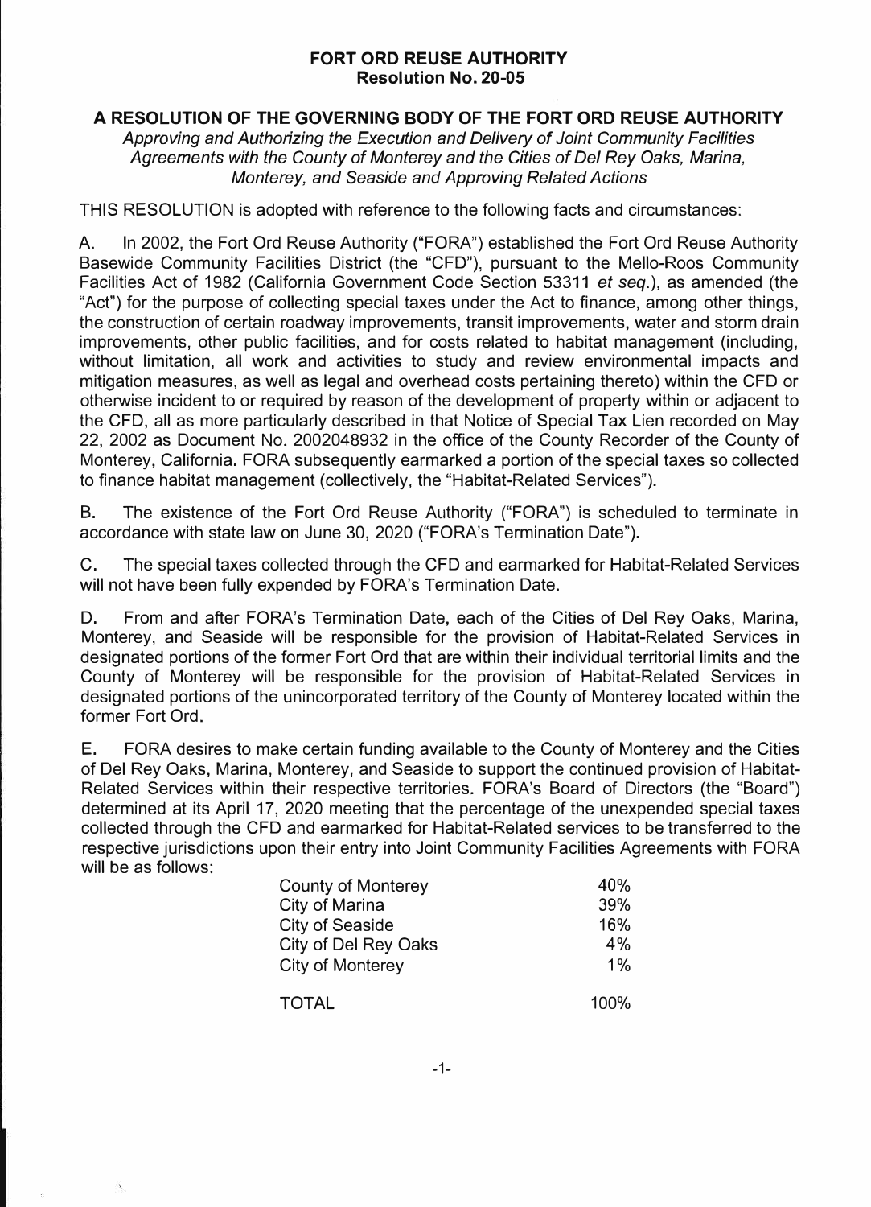# FORT ORD REUSE AUTHORITY

## Resolution No. 20-05

### A RESOLUTION OF THE GOVERNING BODY OF THE FORT ORD REUSE AUTHORITY

*Approving and Authorizing the Execution and Delivery of Joint Community Facilities Agreements with the County of Monterey and the Cities of Del Rey Oaks, Marina, Monterey, and Seaside and Approving Related Actions*

THIS RESOLUTION is adopted with reference to the following facts and circumstances:

A. In 2002, the Fort Ord Reuse Authority ("FORA") established the Fort Ord Reuse Authority Basewide Community Facilities District (the "CFD"), pursuant to the Mello-Roos Community Facilities Act of 1982 (California Government Code Section 53311 *et seq.*), as amended (the "Act") for the purpose of collecting special taxes under the Act to finance, among other things, the construction of certain roadway improvements, transit improvements, water and storm drain improvements, other public facilities, and for costs related to habitat management (including, without limitation, all work and activities to study and review environmental impacts and mitigation measures, as well as legal and overhead costs pertaining thereto) within the CFD or otherwise incident to or required by reason of the development of property within or adjacent to the CFD, all as more particularly described in that Notice of Special Tax Lien recorded on May 22, 2002 as Document No. 2002048932 in the office of the County Recorder of the County of Monterey, California. FORA subsequently earmarked a portion of the special taxes so collected to finance habitat management (collectively, the "Habitat-Related Services").

B. The existence of the Fort Ord Reuse Authority ("FORA") is scheduled to terminate in accordance with state law on June 30, 2020 ("FORA's Termination Date").

C. The special taxes collected through the CFD and earmarked for Habitat-Related Services will not have been fully expended by FORA's Termination Date.

D. From and after FORA's Termination Date, each of the Cities of Del Rey Oaks, Marina, Monterey, and Seaside will be responsible for the provision of Habitat-Related Services in designated portions of the former Fort Ord that are within their individual territorial limits and the County of Monterey will be responsible for the provision of Habitat-Related Services in designated portions of the unincorporated territory of the County of Monterey located within the former Fort Ord.

E. FORA desires to make certain funding available to the County of Monterey and the Cities of Del Rey Oaks, Marina, Monterey, and Seaside to support the continued provision of Habitat-Related Services within their respective territories. FORA's Board of Directors (the "Board") determined at its April 17, 2020 meeting that the percentage of the unexpended special taxes collected through the CFD and earmarked for Habitat-Related services to be transferred to the respective jurisdictions upon their entry into Joint Community Facilities Agreements with FORA will be as follows:

| Jurisdiction | Percentage |
|---|---|
| County of Monterey | 40% |
| City of Marina | 39% |
| City of Seaside | 16% |
| City of Del Rey Oaks | 4% |
| City of Monterey | 1% |
| TOTAL | 100% |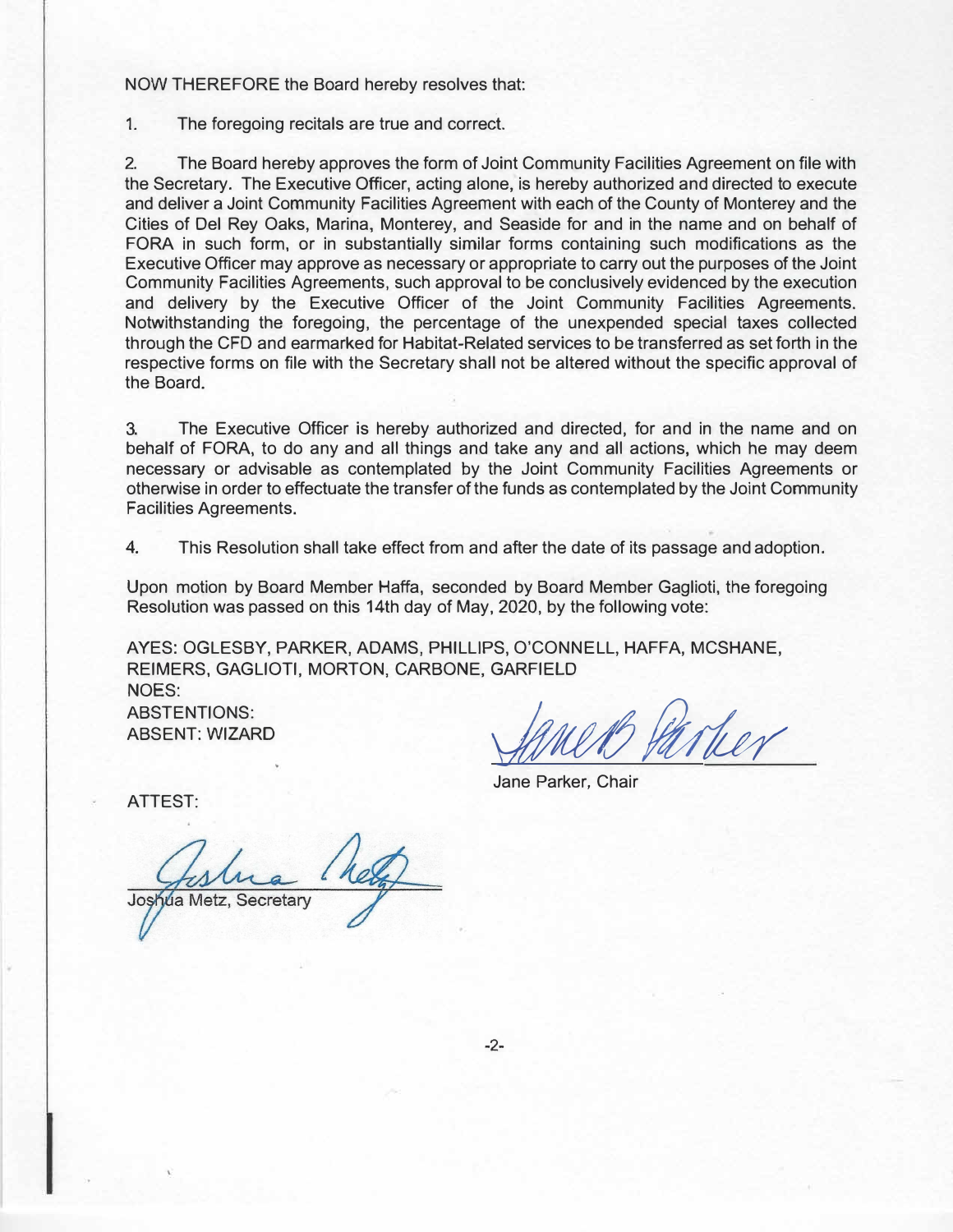NOW THEREFORE the Board hereby resolves that:

1. The foregoing recitals are true and correct.

2. The Board hereby approves the form of Joint Community Facilities Agreement on file with the Secretary. The Executive Officer, acting alone, is hereby authorized and directed to execute and deliver a Joint Community Facilities Agreement with each of the County of Monterey and the Cities of Del Rey Oaks, Marina, Monterey, and Seaside for and in the name and on behalf of FORA in such form, or in substantially similar forms containing such modifications as the Executive Officer may approve as necessary or appropriate to carry out the purposes of the Joint Community Facilities Agreements, such approval to be conclusively evidenced by the execution and delivery by the Executive Officer of the Joint Community Facilities Agreements. Notwithstanding the foregoing, the percentage of the unexpended special taxes collected through the CFD and earmarked for Habitat-Related services to be transferred as set forth in the respective forms on file with the Secretary shall not be altered without the specific approval of the Board.

3. The Executive Officer is hereby authorized and directed, for and in the name and on behalf of FORA, to do any and all things and take any and all actions, which he may deem necessary or advisable as contemplated by the Joint Community Facilities Agreements or otherwise in order to effectuate the transfer of the funds as contemplated by the Joint Community Facilities Agreements.

4. This Resolution shall take effect from and after the date of its passage and adoption.

Upon motion by Board Member Haffa, seconded by Board Member Gaglioti, the foregoing Resolution was passed on this 14th day of May, 2020, by the following vote:

AYES: OGLESBY, PARKER, ADAMS, PHILLIPS, O'CONNELL, HAFFA, MCSHANE, REIMERS, GAGLIOTI, MORTON, CARBONE, GARFIELD
NOES:
ABSTENTIONS:
ABSENT: WIZARD

Jane Parker, Chair

ATTEST:

Joshua Metz, Secretary